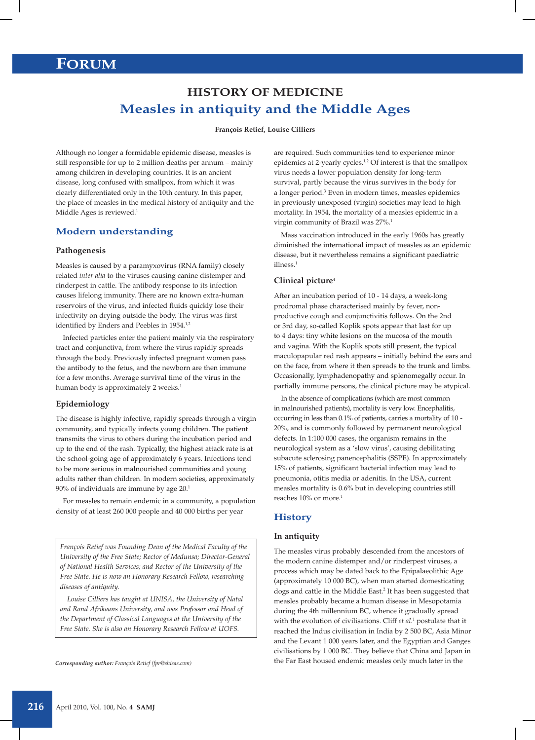# FORUM

## HISTORY OF MEDICINE

# Measles in antiquity and the Middle Ages

**François Retief, Louise Cilliers**

Although no longer a formidable epidemic disease, measles is still responsible for up to 2 million deaths per annum – mainly among children in developing countries. It is an ancient disease, long confused with smallpox, from which it was clearly differentiated only in the 10th century. In this paper, the place of measles in the medical history of antiquity and the Middle Ages is reviewed.[1]

*François Retief was Founding Dean of the Medical Faculty of the University of the Free State; Rector of Medunsa; Director-General of National Health Services; and Rector of the University of the Free State. He is now an Honorary Research Fellow, researching diseases of antiquity.*

*Louise Cilliers has taught at UNISA, the University of Natal and Rand Afrikaans University, and was Professor and Head of the Department of Classical Languages at the University of the Free State. She is also an Honorary Research Fellow at UOFS.*

***Corresponding author:*** *François Retief (fpr@shisas.com)*

## Modern understanding

### Pathogenesis

Measles is caused by a paramyxovirus (RNA family) closely related *inter alia* to the viruses causing canine distemper and rinderpest in cattle. The antibody response to its infection causes lifelong immunity. There are no known extra-human reservoirs of the virus, and infected fluids quickly lose their infectivity on drying outside the body. The virus was first identified by Enders and Peebles in 1954.[1,2]

Infected particles enter the patient mainly via the respiratory tract and conjunctiva, from where the virus rapidly spreads through the body. Previously infected pregnant women pass the antibody to the fetus, and the newborn are then immune for a few months. Average survival time of the virus in the human body is approximately 2 weeks.[1]

### Epidemiology

The disease is highly infective, rapidly spreads through a virgin community, and typically infects young children. The patient transmits the virus to others during the incubation period and up to the end of the rash. Typically, the highest attack rate is at the school-going age of approximately 6 years. Infections tend to be more serious in malnourished communities and young adults rather than children. In modern societies, approximately 90% of individuals are immune by age 20.[1]

For measles to remain endemic in a community, a population density of at least 260 000 people and 40 000 births per year are required. Such communities tend to experience minor epidemics at 2-yearly cycles.[1,2] Of interest is that the smallpox virus needs a lower population density for long-term survival, partly because the virus survives in the body for a longer period.[3] Even in modern times, measles epidemics in previously unexposed (virgin) societies may lead to high mortality. In 1954, the mortality of a measles epidemic in a virgin community of Brazil was 27%.[1]

Mass vaccination introduced in the early 1960s has greatly diminished the international impact of measles as an epidemic disease, but it nevertheless remains a significant paediatric illness.[1]

### Clinical picture[4]

After an incubation period of 10 - 14 days, a week-long prodromal phase characterised mainly by fever, non-productive cough and conjunctivitis follows. On the 2nd or 3rd day, so-called Koplik spots appear that last for up to 4 days: tiny white lesions on the mucosa of the mouth and vagina. With the Koplik spots still present, the typical maculopapular red rash appears – initially behind the ears and on the face, from where it then spreads to the trunk and limbs. Occasionally, lymphadenopathy and splenomegally occur. In partially immune persons, the clinical picture may be atypical.

In the absence of complications (which are most common in malnourished patients), mortality is very low. Encephalitis, occurring in less than 0.1% of patients, carries a mortality of 10 - 20%, and is commonly followed by permanent neurological defects. In 1:100 000 cases, the organism remains in the neurological system as a 'slow virus', causing debilitating subacute sclerosing panencephalitis (SSPE). In approximately 15% of patients, significant bacterial infection may lead to pneumonia, otitis media or adenitis. In the USA, current measles mortality is 0.6% but in developing countries still reaches 10% or more.[1]

## History

### In antiquity

The measles virus probably descended from the ancestors of the modern canine distemper and/or rinderpest viruses, a process which may be dated back to the Epipalaeolithic Age (approximately 10 000 BC), when man started domesticating dogs and cattle in the Middle East.[2] It has been suggested that measles probably became a human disease in Mesopotamia during the 4th millennium BC, whence it gradually spread with the evolution of civilisations. Cliff *et al.*[1] postulate that it reached the Indus civilisation in India by 2 500 BC, Asia Minor and the Levant 1 000 years later, and the Egyptian and Ganges civilisations by 1 000 BC. They believe that China and Japan in the Far East housed endemic measles only much later in the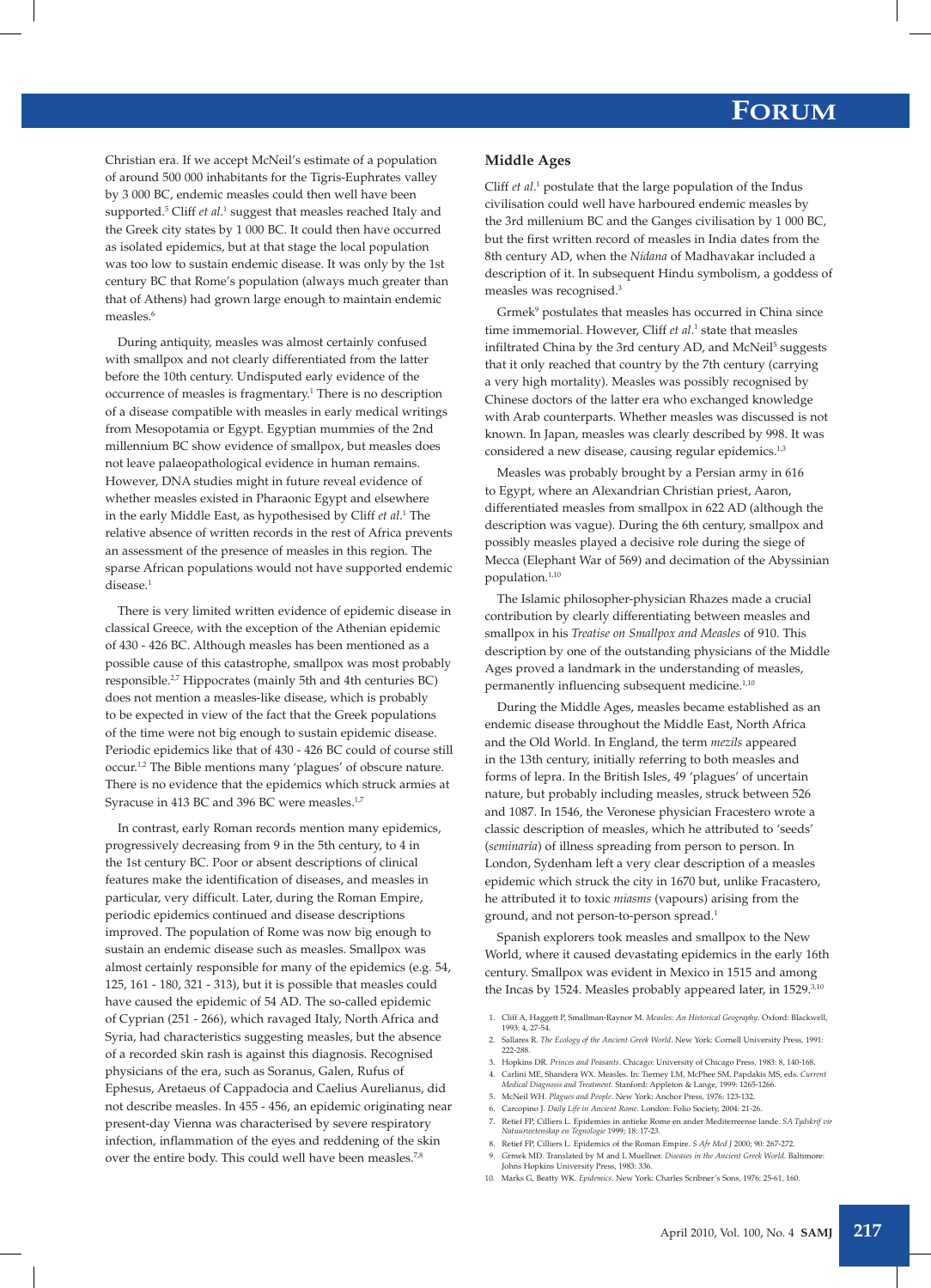Christian era. If we accept McNeil's estimate of a population of around 500 000 inhabitants for the Tigris-Euphrates valley by 3 000 BC, endemic measles could then well have been supported.[5] Cliff *et al.*[1] suggest that measles reached Italy and the Greek city states by 1 000 BC. It could then have occurred as isolated epidemics, but at that stage the local population was too low to sustain endemic disease. It was only by the 1st century BC that Rome's population (always much greater than that of Athens) had grown large enough to maintain endemic measles.[6]

During antiquity, measles was almost certainly confused with smallpox and not clearly differentiated from the latter before the 10th century. Undisputed early evidence of the occurrence of measles is fragmentary.[1] There is no description of a disease compatible with measles in early medical writings from Mesopotamia or Egypt. Egyptian mummies of the 2nd millennium BC show evidence of smallpox, but measles does not leave palaeopathological evidence in human remains. However, DNA studies might in future reveal evidence of whether measles existed in Pharaonic Egypt and elsewhere in the early Middle East, as hypothesised by Cliff *et al.*[1] The relative absence of written records in the rest of Africa prevents an assessment of the presence of measles in this region. The sparse African populations would not have supported endemic disease.[1]

There is very limited written evidence of epidemic disease in classical Greece, with the exception of the Athenian epidemic of 430 - 426 BC. Although measles has been mentioned as a possible cause of this catastrophe, smallpox was most probably responsible.[2,7] Hippocrates (mainly 5th and 4th centuries BC) does not mention a measles-like disease, which is probably to be expected in view of the fact that the Greek populations of the time were not big enough to sustain epidemic disease. Periodic epidemics like that of 430 - 426 BC could of course still occur.[1,2] The Bible mentions many 'plagues' of obscure nature. There is no evidence that the epidemics which struck armies at Syracuse in 413 BC and 396 BC were measles.[1,7]

In contrast, early Roman records mention many epidemics, progressively decreasing from 9 in the 5th century, to 4 in the 1st century BC. Poor or absent descriptions of clinical features make the identification of diseases, and measles in particular, very difficult. Later, during the Roman Empire, periodic epidemics continued and disease descriptions improved. The population of Rome was now big enough to sustain an endemic disease such as measles. Smallpox was almost certainly responsible for many of the epidemics (e.g. 54, 125, 161 - 180, 321 - 313), but it is possible that measles could have caused the epidemic of 54 AD. The so-called epidemic of Cyprian (251 - 266), which ravaged Italy, North Africa and Syria, had characteristics suggesting measles, but the absence of a recorded skin rash is against this diagnosis. Recognised physicians of the era, such as Soranus, Galen, Rufus of Ephesus, Aretaeus of Cappadocia and Caelius Aurelianus, did not describe measles. In 455 - 456, an epidemic originating near present-day Vienna was characterised by severe respiratory infection, inflammation of the eyes and reddening of the skin over the entire body. This could well have been measles.[7,8]

## Middle Ages

Cliff *et al.*[1] postulate that the large population of the Indus civilisation could well have harboured endemic measles by the 3rd millennium BC and the Ganges civilisation by 1 000 BC, but the first written record of measles in India dates from the 8th century AD, when the *Nidana* of Madhavakar included a description of it. In subsequent Hindu symbolism, a goddess of measles was recognised.[3]

Grmek[9] postulates that measles has occurred in China since time immemorial. However, Cliff *et al.*[1] state that measles infiltrated China by the 3rd century AD, and McNeil[5] suggests that it only reached that country by the 7th century (carrying a very high mortality). Measles was possibly recognised by Chinese doctors of the latter era who exchanged knowledge with Arab counterparts. Whether measles was discussed is not known. In Japan, measles was clearly described by 998. It was considered a new disease, causing regular epidemics.[1,3]

Measles was probably brought by a Persian army in 616 to Egypt, where an Alexandrian Christian priest, Aaron, differentiated measles from smallpox in 622 AD (although the description was vague). During the 6th century, smallpox and possibly measles played a decisive role during the siege of Mecca (Elephant War of 569) and decimation of the Abyssinian population.[1,10]

The Islamic philosopher-physician Rhazes made a crucial contribution by clearly differentiating between measles and smallpox in his *Treatise on Smallpox and Measles* of 910. This description by one of the outstanding physicians of the Middle Ages proved a landmark in the understanding of measles, permanently influencing subsequent medicine.[1,10]

During the Middle Ages, measles became established as an endemic disease throughout the Middle East, North Africa and the Old World. In England, the term *mezils* appeared in the 13th century, initially referring to both measles and forms of lepra. In the British Isles, 49 'plagues' of uncertain nature, but probably including measles, struck between 526 and 1087. In 1546, the Veronese physician Fracestero wrote a classic description of measles, which he attributed to 'seeds' (*seminaria*) of illness spreading from person to person. In London, Sydenham left a very clear description of a measles epidemic which struck the city in 1670 but, unlike Fracastero, he attributed it to toxic *miasms* (vapours) arising from the ground, and not person-to-person spread.[1]

Spanish explorers took measles and smallpox to the New World, where it caused devastating epidemics in the early 16th century. Smallpox was evident in Mexico in 1515 and among the Incas by 1524. Measles probably appeared later, in 1529.[3,10]

1. Cliff A, Haggett P, Smallman-Raynor M. *Measles: An Historical Geography*. Oxford: Blackwell, 1993: 4, 27-54.
2. Sallares R. *The Ecology of the Ancient Greek World*. New York: Cornell University Press, 1991: 222-288.
3. Hopkins DR. *Princes and Peasants*. Chicago: University of Chicago Press, 1983: 8, 140-168.
4. Carlini ME, Shandera WX. Measles. In: Tierney LM, McPhee SM, Papdakis MS, eds. *Current Medical Diagnosis and Treatment*. Stanford: Appleton & Lange, 1999: 1265-1266.
5. McNeil WH. *Plagues and People*. New York: Anchor Press, 1976: 123-132.
6. Carcopino J. *Daily Life in Ancient Rome*. London: Folio Society, 2004: 21-26.
7. Retief FP, Cilliers L. Epidemies in antieke Rome en ander Mediterreense lande. *SA Tydskrif vir Natuurwetenskap en Tegnologie* 1999; 18: 17-23.
8. Retief FP, Cilliers L. Epidemics of the Roman Empire. *S Afr Med J* 2000; 90: 267-272.
9. Grmek MD. Translated by M and L Muellner. *Diseases in the Ancient Greek World*. Baltimore: Johns Hopkins University Press, 1983: 336.
10. Marks G, Beatty WK. *Epidemics*. New York: Charles Scribner's Sons, 1976: 25-61, 160.